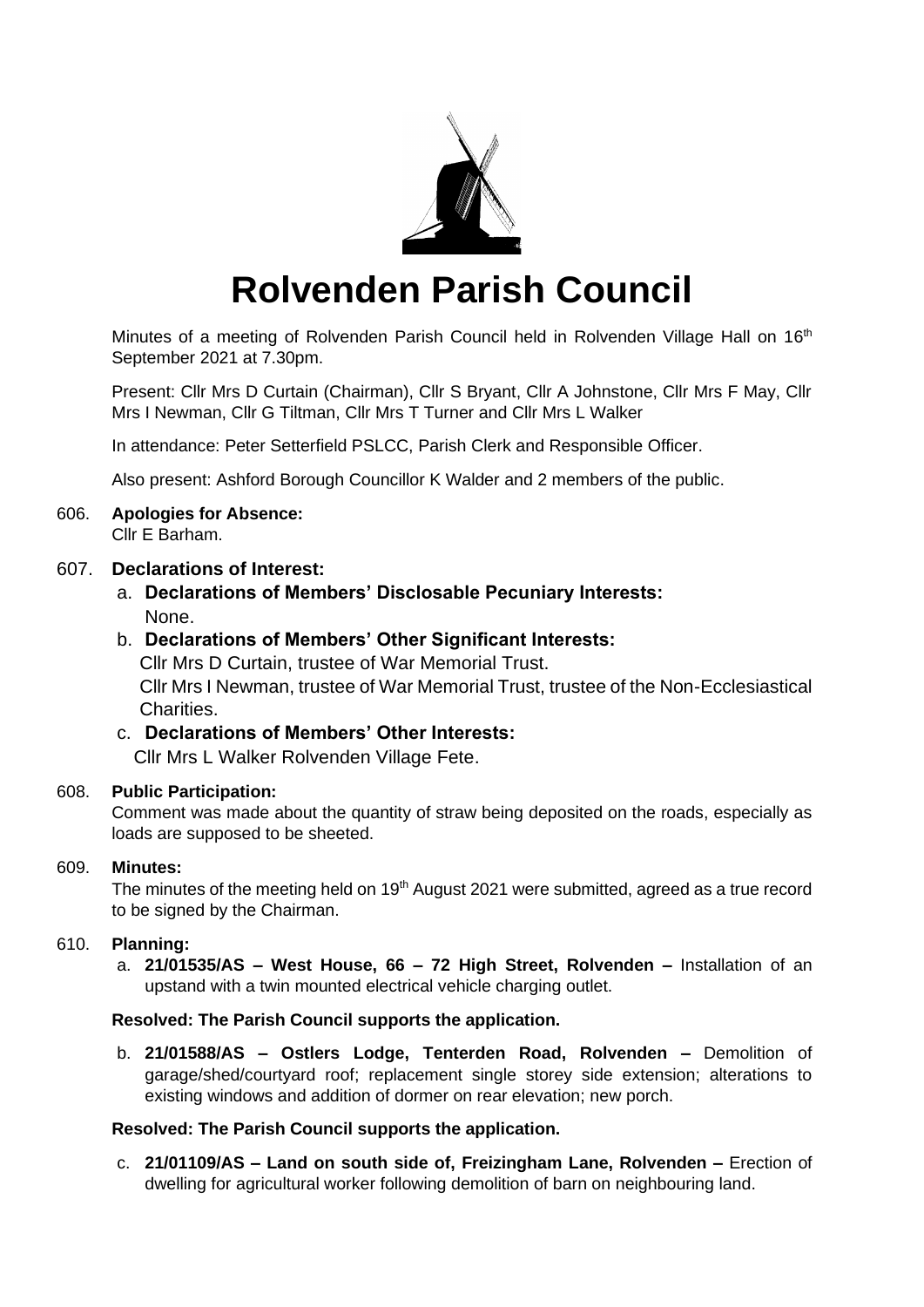# Rolvenden Parish Council

Minutes of a meeting of Rolvenden Parish Council held in Rolvenden Village Hall on 16th September 2021 at 7.30pm.

Present: Cllr Mrs D Curtain (Chairman), Cllr S Bryant, Cllr A Johnstone, Cllr Mrs F May, Cllr Mrs I Newman, Cllr G Tiltman, Cllr Mrs T Turner and Cllr Mrs L Walker

In attendance: Peter Setterfield PSLCC, Parish Clerk and Responsible Officer.

Also present: Ashford Borough Councillor K Walder and 2 members of the public.

606. **Apologies for Absence:**
Cllr E Barham.

607. **Declarations of Interest:**

a. **Declarations of Members' Disclosable Pecuniary Interests:**
None.

b. **Declarations of Members' Other Significant Interests:**
Cllr Mrs D Curtain, trustee of War Memorial Trust.
Cllr Mrs I Newman, trustee of War Memorial Trust, trustee of the Non-Ecclesiastical Charities.

c. **Declarations of Members' Other Interests:**
Cllr Mrs L Walker Rolvenden Village Fete.

608. **Public Participation:**
Comment was made about the quantity of straw being deposited on the roads, especially as loads are supposed to be sheeted.

609. **Minutes:**
The minutes of the meeting held on 19th August 2021 were submitted, agreed as a true record to be signed by the Chairman.

610. **Planning:**

a. **21/01535/AS – West House, 66 – 72 High Street, Rolvenden –** Installation of an upstand with a twin mounted electrical vehicle charging outlet.

**Resolved: The Parish Council supports the application.**

b. **21/01588/AS – Ostlers Lodge, Tenterden Road, Rolvenden –** Demolition of garage/shed/courtyard roof; replacement single storey side extension; alterations to existing windows and addition of dormer on rear elevation; new porch.

**Resolved: The Parish Council supports the application.**

c. **21/01109/AS – Land on south side of, Freizingham Lane, Rolvenden –** Erection of dwelling for agricultural worker following demolition of barn on neighbouring land.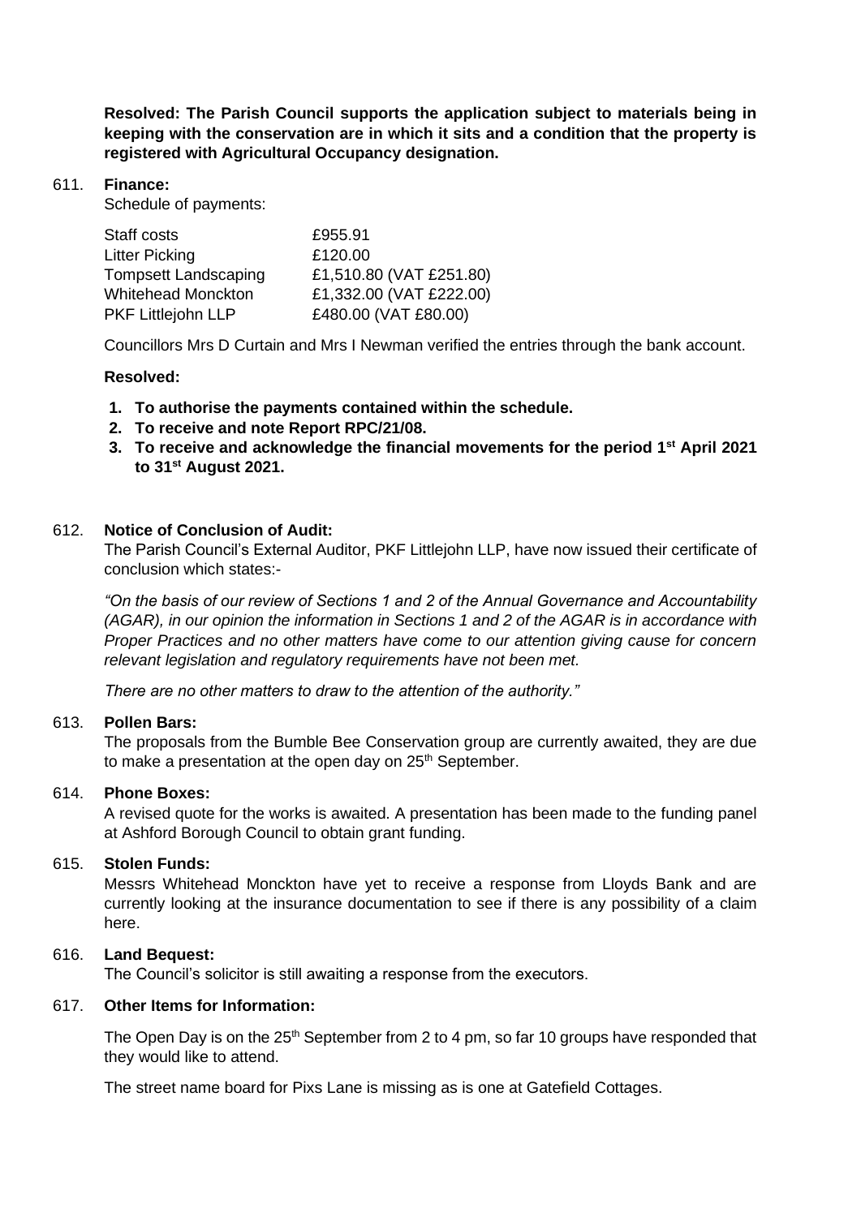**Resolved: The Parish Council supports the application subject to materials being in keeping with the conservation are in which it sits and a condition that the property is registered with Agricultural Occupancy designation.**

611. **Finance:**

Schedule of payments:

| | |
|---|---|
| Staff costs | £955.91 |
| Litter Picking | £120.00 |
| Tompsett Landscaping | £1,510.80 (VAT £251.80) |
| Whitehead Monckton | £1,332.00 (VAT £222.00) |
| PKF Littlejohn LLP | £480.00 (VAT £80.00) |

Councillors Mrs D Curtain and Mrs I Newman verified the entries through the bank account.

**Resolved:**

1. **To authorise the payments contained within the schedule.**
2. **To receive and note Report RPC/21/08.**
3. **To receive and acknowledge the financial movements for the period 1st April 2021 to 31st August 2021.**

612. **Notice of Conclusion of Audit:**

The Parish Council's External Auditor, PKF Littlejohn LLP, have now issued their certificate of conclusion which states:-

*"On the basis of our review of Sections 1 and 2 of the Annual Governance and Accountability (AGAR), in our opinion the information in Sections 1 and 2 of the AGAR is in accordance with Proper Practices and no other matters have come to our attention giving cause for concern relevant legislation and regulatory requirements have not been met.*

*There are no other matters to draw to the attention of the authority."*

613. **Pollen Bars:**

The proposals from the Bumble Bee Conservation group are currently awaited, they are due to make a presentation at the open day on 25th September.

614. **Phone Boxes:**

A revised quote for the works is awaited. A presentation has been made to the funding panel at Ashford Borough Council to obtain grant funding.

615. **Stolen Funds:**

Messrs Whitehead Monckton have yet to receive a response from Lloyds Bank and are currently looking at the insurance documentation to see if there is any possibility of a claim here.

616. **Land Bequest:**

The Council's solicitor is still awaiting a response from the executors.

617. **Other Items for Information:**

The Open Day is on the 25th September from 2 to 4 pm, so far 10 groups have responded that they would like to attend.

The street name board for Pixs Lane is missing as is one at Gatefield Cottages.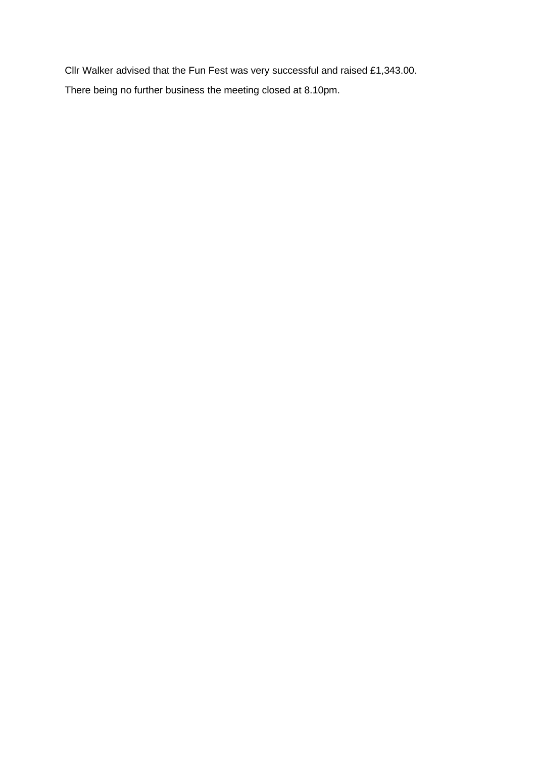Cllr Walker advised that the Fun Fest was very successful and raised £1,343.00.

There being no further business the meeting closed at 8.10pm.